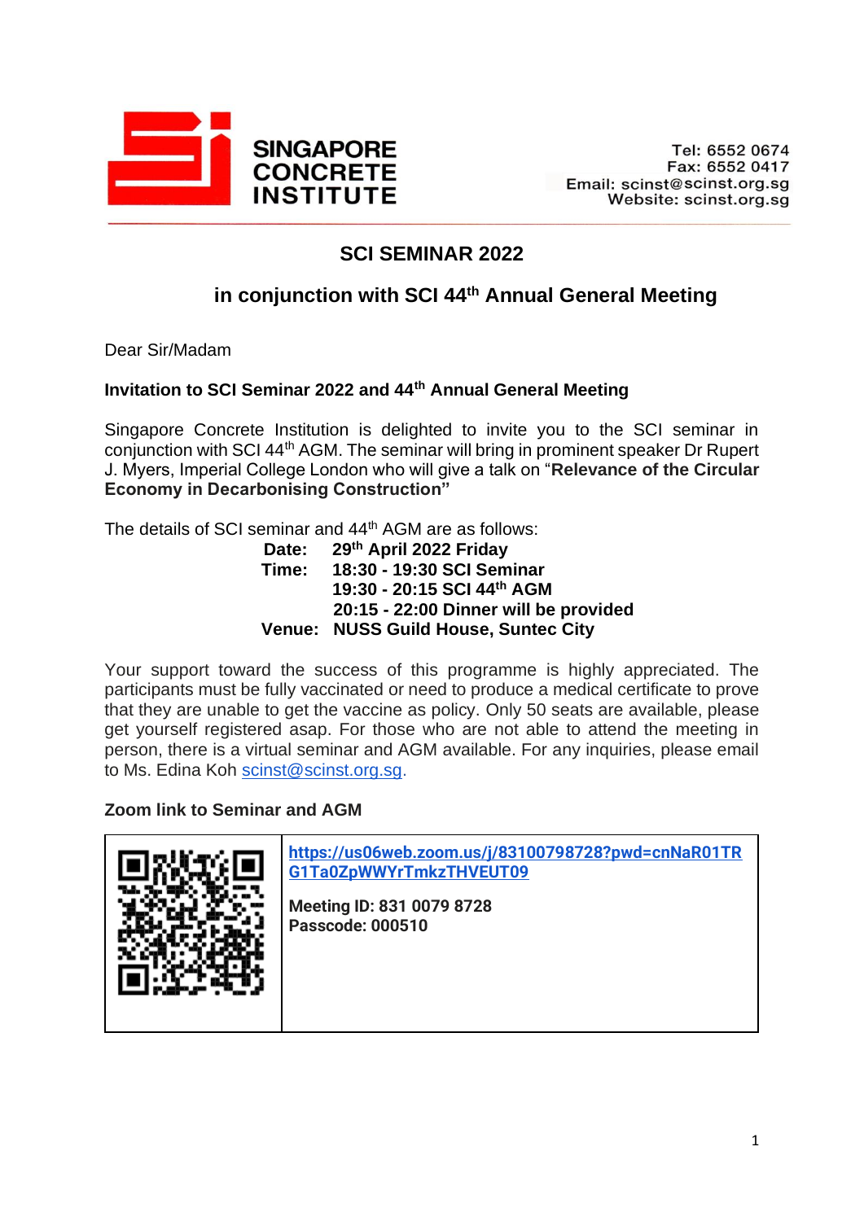**SINGAPORE CONCRETE INSTITUTE**

Tel: 6552 0674
Fax: 6552 0417
Email: scinst@scinst.org.sg
Website: scinst.org.sg

## SCI SEMINAR 2022

## in conjunction with SCI 44th Annual General Meeting

Dear Sir/Madam

**Invitation to SCI Seminar 2022 and 44th Annual General Meeting**

Singapore Concrete Institution is delighted to invite you to the SCI seminar in conjunction with SCI 44th AGM. The seminar will bring in prominent speaker Dr Rupert J. Myers, Imperial College London who will give a talk on "**Relevance of the Circular Economy in Decarbonising Construction"**

The details of SCI seminar and 44th AGM are as follows:

**Date:** **29th April 2022 Friday**
**Time:** **18:30 - 19:30 SCI Seminar**
**19:30 - 20:15 SCI 44th AGM**
**20:15 - 22:00 Dinner will be provided**
**Venue:** **NUSS Guild House, Suntec City**

Your support toward the success of this programme is highly appreciated. The participants must be fully vaccinated or need to produce a medical certificate to prove that they are unable to get the vaccine as policy. Only 50 seats are available, please get yourself registered asap. For those who are not able to attend the meeting in person, there is a virtual seminar and AGM available. For any inquiries, please email to Ms. Edina Koh scinst@scinst.org.sg.

**Zoom link to Seminar and AGM**

| | |
|---|---|
| | **https://us06web.zoom.us/j/83100798728?pwd=cnNaR01TRG1Ta0ZpWWYrTmkzTHVEUT09**<br><br>**Meeting ID: 831 0079 8728**<br>**Passcode: 000510** |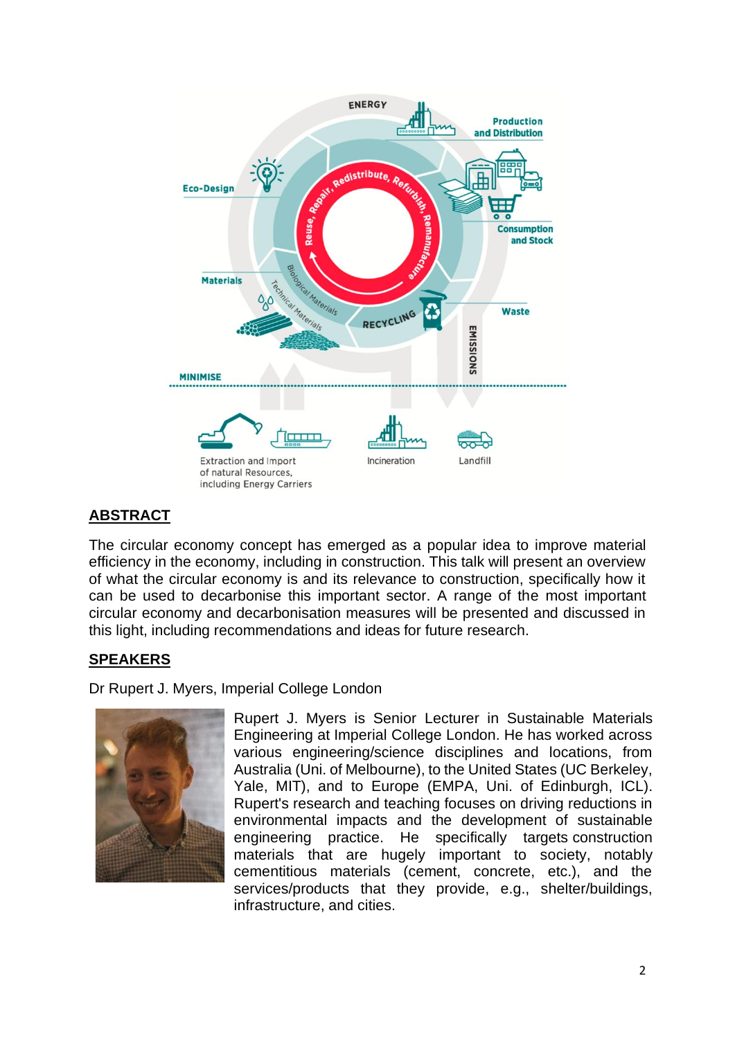## ABSTRACT

The circular economy concept has emerged as a popular idea to improve material efficiency in the economy, including in construction. This talk will present an overview of what the circular economy is and its relevance to construction, specifically how it can be used to decarbonise this important sector. A range of the most important circular economy and decarbonisation measures will be presented and discussed in this light, including recommendations and ideas for future research.

## SPEAKERS

Dr Rupert J. Myers, Imperial College London

Rupert J. Myers is Senior Lecturer in Sustainable Materials Engineering at Imperial College London. He has worked across various engineering/science disciplines and locations, from Australia (Uni. of Melbourne), to the United States (UC Berkeley, Yale, MIT), and to Europe (EMPA, Uni. of Edinburgh, ICL). Rupert's research and teaching focuses on driving reductions in environmental impacts and the development of sustainable engineering practice. He specifically targets construction materials that are hugely important to society, notably cementitious materials (cement, concrete, etc.), and the services/products that they provide, e.g., shelter/buildings, infrastructure, and cities.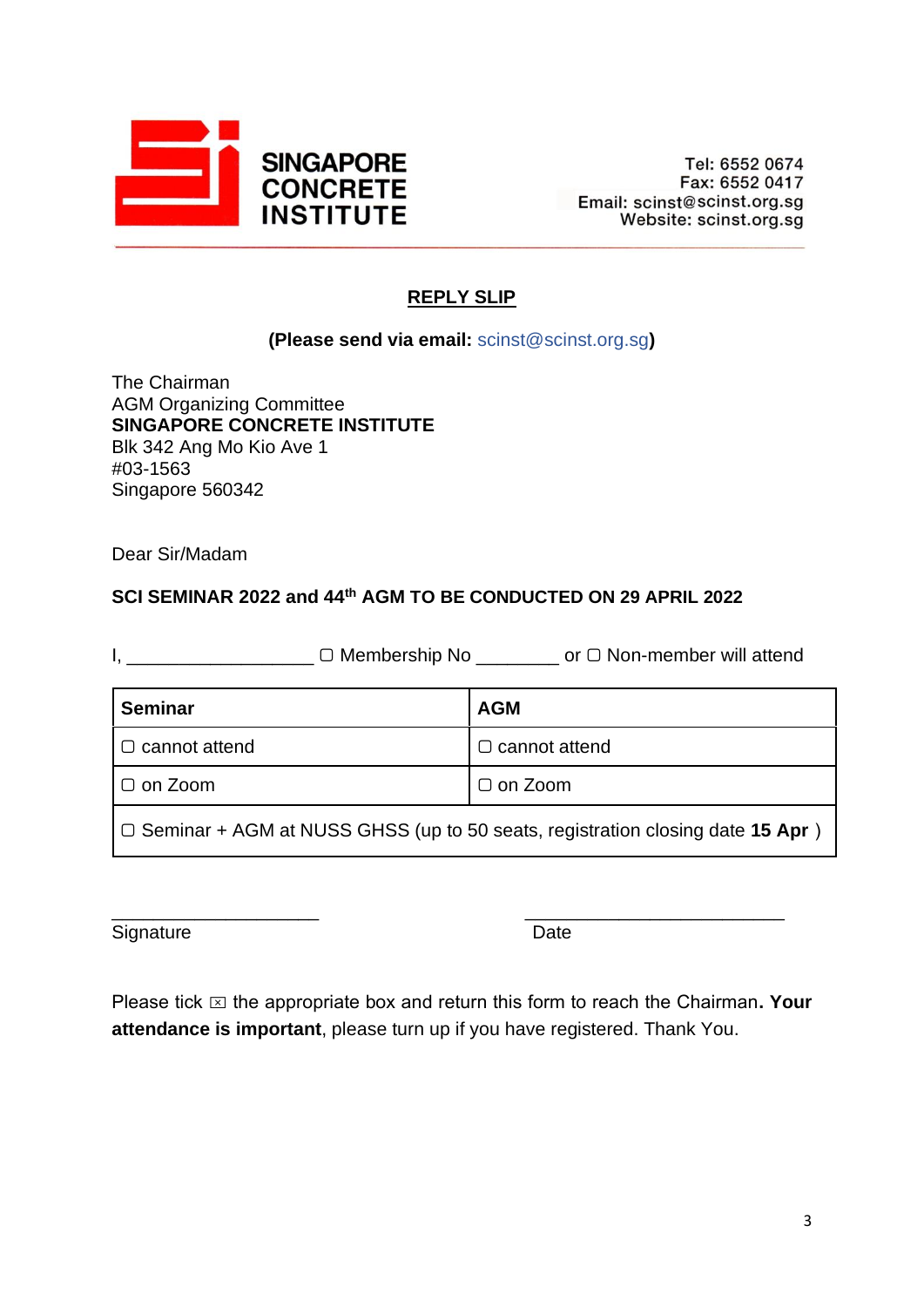**SINGAPORE CONCRETE INSTITUTE**

Tel: 6552 0674
Fax: 6552 0417
Email: scinst@scinst.org.sg
Website: scinst.org.sg

## REPLY SLIP

**(Please send via email:** scinst@scinst.org.sg**)**

The Chairman
AGM Organizing Committee
**SINGAPORE CONCRETE INSTITUTE**
Blk 342 Ang Mo Kio Ave 1
#03-1563
Singapore 560342

Dear Sir/Madam

**SCI SEMINAR 2022 and 44th AGM TO BE CONDUCTED ON 29 APRIL 2022**

I, __________________ ▢ Membership No ________ or ▢ Non-member will attend

| **Seminar** | **AGM** |
|---|---|
| ▢ cannot attend | ▢ cannot attend |
| ▢ on Zoom | ▢ on Zoom |
| ▢ Seminar + AGM at NUSS GHSS (up to 50 seats, registration closing date **15 Apr** ) | |

____________________ ________________________

Signature Date

Please tick ☒ the appropriate box and return this form to reach the Chairman**. Your attendance is important**, please turn up if you have registered. Thank You.